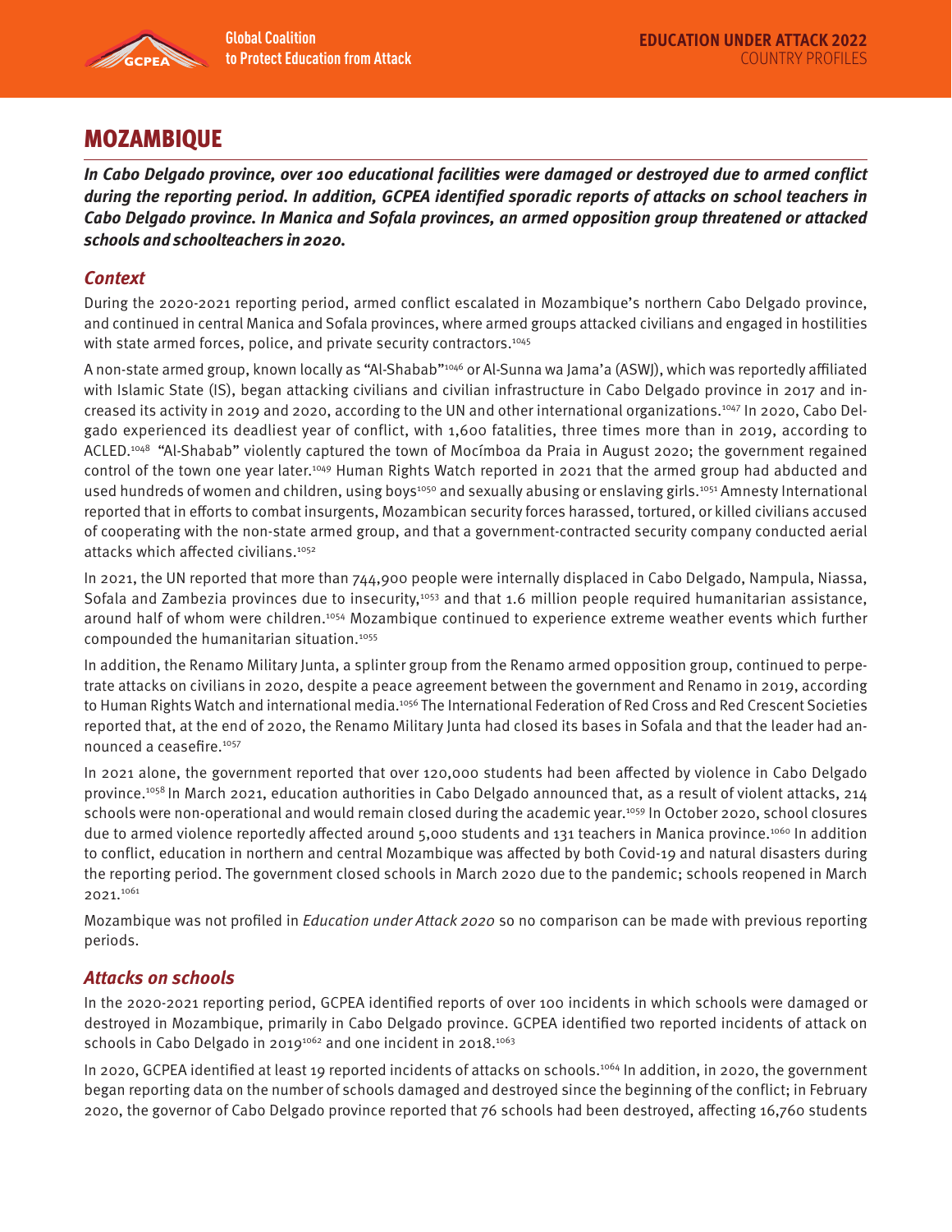# MOZAMBIQUE

***In Cabo Delgado province, over 100 educational facilities were damaged or destroyed due to armed conflict during the reporting period. In addition, GCPEA identified sporadic reports of attacks on school teachers in Cabo Delgado province. In Manica and Sofala provinces, an armed opposition group threatened or attacked schools and schoolteachers in 2020.***

## *Context*

During the 2020-2021 reporting period, armed conflict escalated in Mozambique's northern Cabo Delgado province, and continued in central Manica and Sofala provinces, where armed groups attacked civilians and engaged in hostilities with state armed forces, police, and private security contractors.[1045]

A non-state armed group, known locally as "Al-Shabab"[1046] or Al-Sunna wa Jama'a (ASWJ), which was reportedly affiliated with Islamic State (IS), began attacking civilians and civilian infrastructure in Cabo Delgado province in 2017 and increased its activity in 2019 and 2020, according to the UN and other international organizations.[1047] In 2020, Cabo Delgado experienced its deadliest year of conflict, with 1,600 fatalities, three times more than in 2019, according to ACLED.[1048] "Al-Shabab" violently captured the town of Mocímboa da Praia in August 2020; the government regained control of the town one year later.[1049] Human Rights Watch reported in 2021 that the armed group had abducted and used hundreds of women and children, using boys[1050] and sexually abusing or enslaving girls.[1051] Amnesty International reported that in efforts to combat insurgents, Mozambican security forces harassed, tortured, or killed civilians accused of cooperating with the non-state armed group, and that a government-contracted security company conducted aerial attacks which affected civilians.[1052]

In 2021, the UN reported that more than 744,900 people were internally displaced in Cabo Delgado, Nampula, Niassa, Sofala and Zambezia provinces due to insecurity,[1053] and that 1.6 million people required humanitarian assistance, around half of whom were children.[1054] Mozambique continued to experience extreme weather events which further compounded the humanitarian situation.[1055]

In addition, the Renamo Military Junta, a splinter group from the Renamo armed opposition group, continued to perpetrate attacks on civilians in 2020, despite a peace agreement between the government and Renamo in 2019, according to Human Rights Watch and international media.[1056] The International Federation of Red Cross and Red Crescent Societies reported that, at the end of 2020, the Renamo Military Junta had closed its bases in Sofala and that the leader had announced a ceasefire.[1057]

In 2021 alone, the government reported that over 120,000 students had been affected by violence in Cabo Delgado province.[1058] In March 2021, education authorities in Cabo Delgado announced that, as a result of violent attacks, 214 schools were non-operational and would remain closed during the academic year.[1059] In October 2020, school closures due to armed violence reportedly affected around 5,000 students and 131 teachers in Manica province.[1060] In addition to conflict, education in northern and central Mozambique was affected by both Covid-19 and natural disasters during the reporting period. The government closed schools in March 2020 due to the pandemic; schools reopened in March 2021.[1061]

Mozambique was not profiled in *Education under Attack 2020* so no comparison can be made with previous reporting periods.

## *Attacks on schools*

In the 2020-2021 reporting period, GCPEA identified reports of over 100 incidents in which schools were damaged or destroyed in Mozambique, primarily in Cabo Delgado province. GCPEA identified two reported incidents of attack on schools in Cabo Delgado in 2019[1062] and one incident in 2018.[1063]

In 2020, GCPEA identified at least 19 reported incidents of attacks on schools.[1064] In addition, in 2020, the government began reporting data on the number of schools damaged and destroyed since the beginning of the conflict; in February 2020, the governor of Cabo Delgado province reported that 76 schools had been destroyed, affecting 16,760 students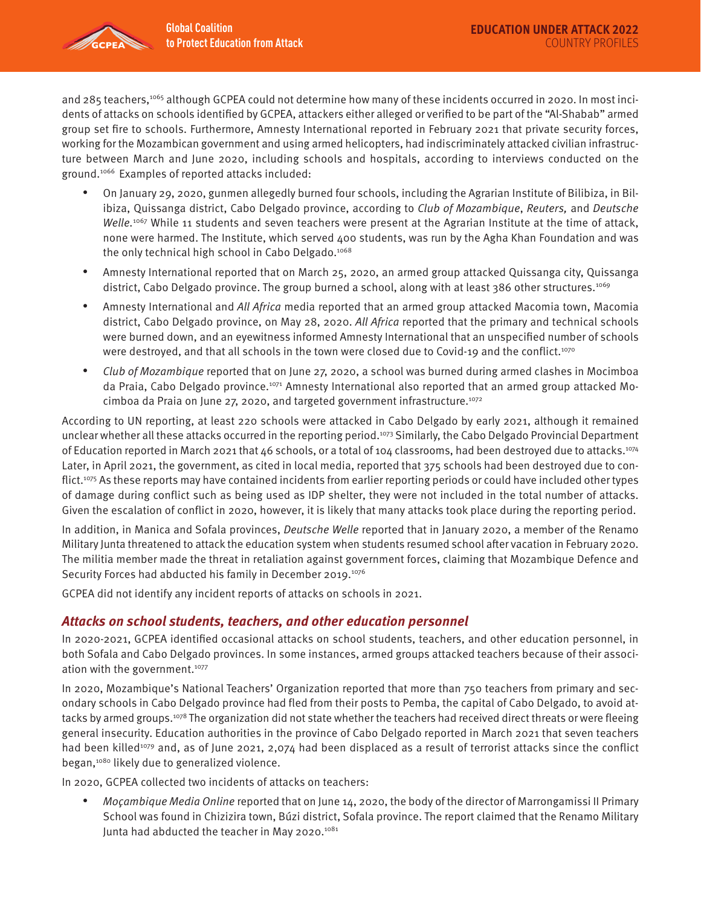and 285 teachers,[1065] although GCPEA could not determine how many of these incidents occurred in 2020. In most incidents of attacks on schools identified by GCPEA, attackers either alleged or verified to be part of the "Al-Shabab" armed group set fire to schools. Furthermore, Amnesty International reported in February 2021 that private security forces, working for the Mozambican government and using armed helicopters, had indiscriminately attacked civilian infrastructure between March and June 2020, including schools and hospitals, according to interviews conducted on the ground.[1066] Examples of reported attacks included:

- On January 29, 2020, gunmen allegedly burned four schools, including the Agrarian Institute of Bilibiza, in Bilibiza, Quissanga district, Cabo Delgado province, according to *Club of Mozambique*, *Reuters,* and *Deutsche Welle.*[1067] While 11 students and seven teachers were present at the Agrarian Institute at the time of attack, none were harmed. The Institute, which served 400 students, was run by the Agha Khan Foundation and was the only technical high school in Cabo Delgado.[1068]
- Amnesty International reported that on March 25, 2020, an armed group attacked Quissanga city, Quissanga district, Cabo Delgado province. The group burned a school, along with at least 386 other structures.[1069]
- Amnesty International and *All Africa* media reported that an armed group attacked Macomia town, Macomia district, Cabo Delgado province, on May 28, 2020. *All Africa* reported that the primary and technical schools were burned down, and an eyewitness informed Amnesty International that an unspecified number of schools were destroyed, and that all schools in the town were closed due to Covid-19 and the conflict.[1070]
- *Club of Mozambique* reported that on June 27, 2020, a school was burned during armed clashes in Mocimboa da Praia, Cabo Delgado province.[1071] Amnesty International also reported that an armed group attacked Mocimboa da Praia on June 27, 2020, and targeted government infrastructure.[1072]

According to UN reporting, at least 220 schools were attacked in Cabo Delgado by early 2021, although it remained unclear whether all these attacks occurred in the reporting period.[1073] Similarly, the Cabo Delgado Provincial Department of Education reported in March 2021 that 46 schools, or a total of 104 classrooms, had been destroyed due to attacks.[1074] Later, in April 2021, the government, as cited in local media, reported that 375 schools had been destroyed due to conflict.[1075] As these reports may have contained incidents from earlier reporting periods or could have included other types of damage during conflict such as being used as IDP shelter, they were not included in the total number of attacks. Given the escalation of conflict in 2020, however, it is likely that many attacks took place during the reporting period.

In addition, in Manica and Sofala provinces, *Deutsche Welle* reported that in January 2020, a member of the Renamo Military Junta threatened to attack the education system when students resumed school after vacation in February 2020. The militia member made the threat in retaliation against government forces, claiming that Mozambique Defence and Security Forces had abducted his family in December 2019.[1076]

GCPEA did not identify any incident reports of attacks on schools in 2021.

### *Attacks on school students, teachers, and other education personnel*

In 2020-2021, GCPEA identified occasional attacks on school students, teachers, and other education personnel, in both Sofala and Cabo Delgado provinces. In some instances, armed groups attacked teachers because of their association with the government.[1077]

In 2020, Mozambique's National Teachers' Organization reported that more than 750 teachers from primary and secondary schools in Cabo Delgado province had fled from their posts to Pemba, the capital of Cabo Delgado, to avoid attacks by armed groups.[1078] The organization did not state whether the teachers had received direct threats or were fleeing general insecurity. Education authorities in the province of Cabo Delgado reported in March 2021 that seven teachers had been killed[1079] and, as of June 2021, 2,074 had been displaced as a result of terrorist attacks since the conflict began,[1080] likely due to generalized violence.

In 2020, GCPEA collected two incidents of attacks on teachers:

- *Moçambique Media Online* reported that on June 14, 2020, the body of the director of Marrongamissi II Primary School was found in Chizizira town, Búzi district, Sofala province. The report claimed that the Renamo Military Junta had abducted the teacher in May 2020.[1081]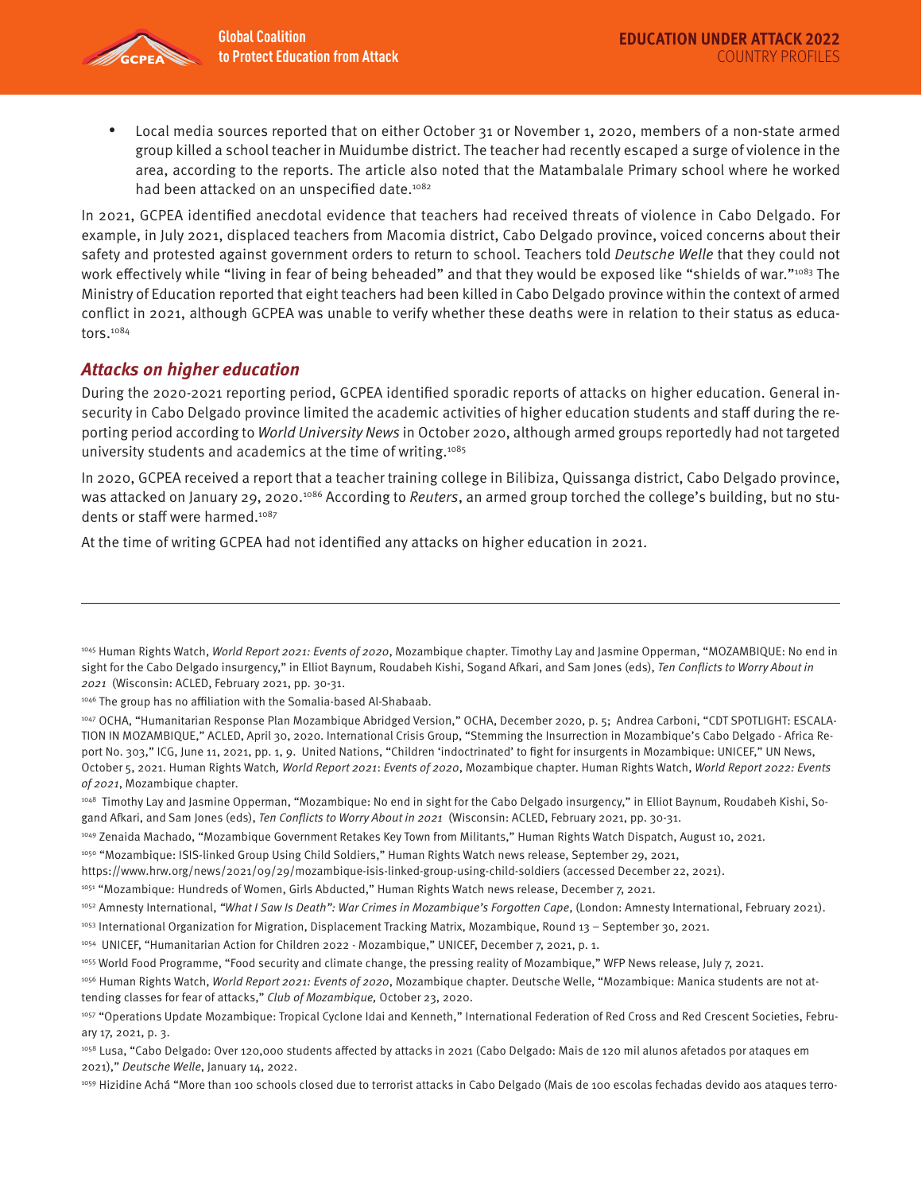- Local media sources reported that on either October 31 or November 1, 2020, members of a non-state armed group killed a school teacher in Muidumbe district. The teacher had recently escaped a surge of violence in the area, according to the reports. The article also noted that the Matambalale Primary school where he worked had been attacked on an unspecified date.[1082]

In 2021, GCPEA identified anecdotal evidence that teachers had received threats of violence in Cabo Delgado. For example, in July 2021, displaced teachers from Macomia district, Cabo Delgado province, voiced concerns about their safety and protested against government orders to return to school. Teachers told *Deutsche Welle* that they could not work effectively while "living in fear of being beheaded" and that they would be exposed like "shields of war."[1083] The Ministry of Education reported that eight teachers had been killed in Cabo Delgado province within the context of armed conflict in 2021, although GCPEA was unable to verify whether these deaths were in relation to their status as educators.[1084]

## *Attacks on higher education*

During the 2020-2021 reporting period, GCPEA identified sporadic reports of attacks on higher education. General insecurity in Cabo Delgado province limited the academic activities of higher education students and staff during the reporting period according to *World University News* in October 2020, although armed groups reportedly had not targeted university students and academics at the time of writing.[1085]

In 2020, GCPEA received a report that a teacher training college in Bilibiza, Quissanga district, Cabo Delgado province, was attacked on January 29, 2020.[1086] According to *Reuters*, an armed group torched the college's building, but no students or staff were harmed.[1087]

At the time of writing GCPEA had not identified any attacks on higher education in 2021.

---

[1045] Human Rights Watch, *World Report 2021: Events of 2020*, Mozambique chapter. Timothy Lay and Jasmine Opperman, "MOZAMBIQUE: No end in sight for the Cabo Delgado insurgency," in Elliot Baynum, Roudabeh Kishi, Sogand Afkari, and Sam Jones (eds), *Ten Conflicts to Worry About in 2021* (Wisconsin: ACLED, February 2021, pp. 30-31.

[1046] The group has no affiliation with the Somalia-based Al-Shabaab.

[1047] OCHA, "Humanitarian Response Plan Mozambique Abridged Version," OCHA, December 2020, p. 5; Andrea Carboni, "CDT SPOTLIGHT: ESCALATION IN MOZAMBIQUE," ACLED, April 30, 2020. International Crisis Group, "Stemming the Insurrection in Mozambique's Cabo Delgado - Africa Report No. 303," ICG, June 11, 2021, pp. 1, 9. United Nations, "Children 'indoctrinated' to fight for insurgents in Mozambique: UNICEF," UN News, October 5, 2021. Human Rights Watch, *World Report 2021*: *Events of 2020*, Mozambique chapter. Human Rights Watch, *World Report 2022: Events of 2021*, Mozambique chapter.

[1048] Timothy Lay and Jasmine Opperman, "Mozambique: No end in sight for the Cabo Delgado insurgency," in Elliot Baynum, Roudabeh Kishi, Sogand Afkari, and Sam Jones (eds), *Ten Conflicts to Worry About in 2021* (Wisconsin: ACLED, February 2021, pp. 30-31.

[1049] Zenaida Machado, "Mozambique Government Retakes Key Town from Militants," Human Rights Watch Dispatch, August 10, 2021.

[1050] "Mozambique: ISIS-linked Group Using Child Soldiers," Human Rights Watch news release, September 29, 2021, https://www.hrw.org/news/2021/09/29/mozambique-isis-linked-group-using-child-soldiers (accessed December 22, 2021).

[1051] "Mozambique: Hundreds of Women, Girls Abducted," Human Rights Watch news release, December 7, 2021.

[1052] Amnesty International, *"What I Saw Is Death": War Crimes in Mozambique's Forgotten Cape*, (London: Amnesty International, February 2021).

[1053] International Organization for Migration, Displacement Tracking Matrix, Mozambique, Round 13 – September 30, 2021.

[1054] UNICEF, "Humanitarian Action for Children 2022 - Mozambique," UNICEF, December 7, 2021, p. 1.

[1055] World Food Programme, "Food security and climate change, the pressing reality of Mozambique," WFP News release, July 7, 2021.

[1056] Human Rights Watch, *World Report 2021: Events of 2020*, Mozambique chapter. Deutsche Welle, "Mozambique: Manica students are not attending classes for fear of attacks," *Club of Mozambique,* October 23, 2020.

[1057] "Operations Update Mozambique: Tropical Cyclone Idai and Kenneth," International Federation of Red Cross and Red Crescent Societies, February 17, 2021, p. 3.

[1058] Lusa, "Cabo Delgado: Over 120,000 students affected by attacks in 2021 (Cabo Delgado: Mais de 120 mil alunos afetados por ataques em 2021)," *Deutsche Welle*, January 14, 2022.

[1059] Hizidine Achá "More than 100 schools closed due to terrorist attacks in Cabo Delgado (Mais de 100 escolas fechadas devido aos ataques terro-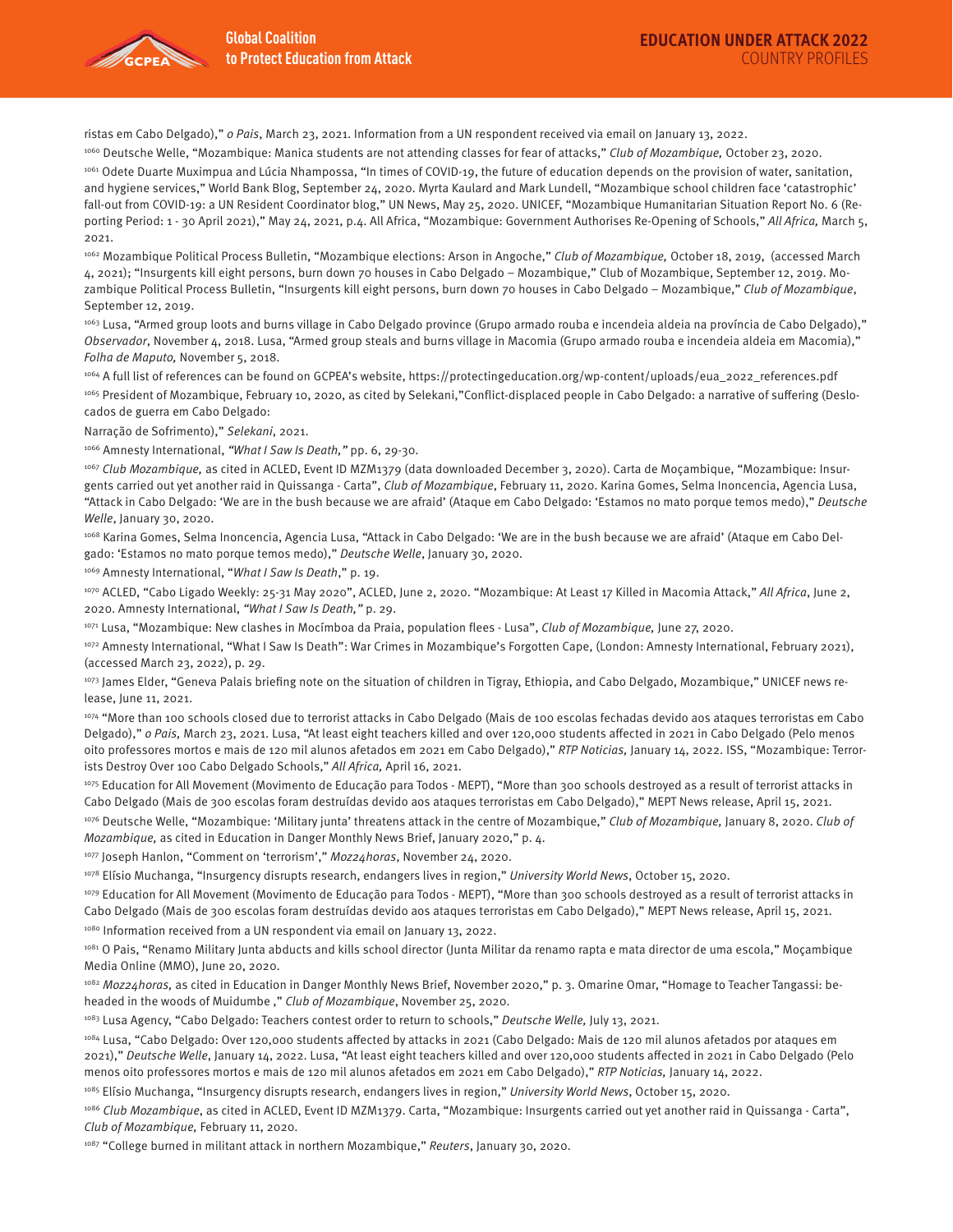ristas em Cabo Delgado)," *o Pais*, March 23, 2021. Information from a UN respondent received via email on January 13, 2022.

[1060] Deutsche Welle, "Mozambique: Manica students are not attending classes for fear of attacks," *Club of Mozambique,* October 23, 2020.

[1061] Odete Duarte Muximpua and Lúcia Nhampossa, "In times of COVID-19, the future of education depends on the provision of water, sanitation, and hygiene services," World Bank Blog, September 24, 2020. Myrta Kaulard and Mark Lundell, "Mozambique school children face 'catastrophic' fall-out from COVID-19: a UN Resident Coordinator blog," UN News, May 25, 2020. UNICEF, "Mozambique Humanitarian Situation Report No. 6 (Reporting Period: 1 - 30 April 2021)," May 24, 2021, p.4. All Africa, "Mozambique: Government Authorises Re-Opening of Schools," *All Africa,* March 5, 2021.

[1062] Mozambique Political Process Bulletin, "Mozambique elections: Arson in Angoche," *Club of Mozambique,* October 18, 2019, (accessed March 4, 2021); "Insurgents kill eight persons, burn down 70 houses in Cabo Delgado – Mozambique," Club of Mozambique, September 12, 2019. Mozambique Political Process Bulletin, "Insurgents kill eight persons, burn down 70 houses in Cabo Delgado – Mozambique," *Club of Mozambique*, September 12, 2019.

[1063] Lusa, "Armed group loots and burns village in Cabo Delgado province (Grupo armado rouba e incendeia aldeia na província de Cabo Delgado)," *Observador*, November 4, 2018. Lusa, "Armed group steals and burns village in Macomia (Grupo armado rouba e incendeia aldeia em Macomia)," *Folha de Maputo,* November 5, 2018.

[1064] A full list of references can be found on GCPEA's website, https://protectingeducation.org/wp-content/uploads/eua_2022_references.pdf

[1065] President of Mozambique, February 10, 2020, as cited by Selekani,"Conflict-displaced people in Cabo Delgado: a narrative of suffering (Deslocados de guerra em Cabo Delgado:

Narração de Sofrimento)," *Selekani*, 2021.

[1066] Amnesty International, *"What I Saw Is Death,"* pp. 6, 29-30.

[1067] *Club Mozambique,* as cited in ACLED, Event ID MZM1379 (data downloaded December 3, 2020). Carta de Moçambique, "Mozambique: Insurgents carried out yet another raid in Quissanga - Carta", *Club of Mozambique*, February 11, 2020. Karina Gomes, Selma Inoncencia, Agencia Lusa, "Attack in Cabo Delgado: 'We are in the bush because we are afraid' (Ataque em Cabo Delgado: 'Estamos no mato porque temos medo')," *Deutsche Welle*, January 30, 2020.

[1068] Karina Gomes, Selma Inoncencia, Agencia Lusa, "Attack in Cabo Delgado: 'We are in the bush because we are afraid' (Ataque em Cabo Delgado: 'Estamos no mato porque temos medo')," *Deutsche Welle*, January 30, 2020.

[1069] Amnesty International, "*What I Saw Is Death*," p. 19.

[1070] ACLED, "Cabo Ligado Weekly: 25-31 May 2020", ACLED, June 2, 2020. "Mozambique: At Least 17 Killed in Macomia Attack," *All Africa*, June 2, 2020. Amnesty International, *"What I Saw Is Death,"* p. 29.

[1071] Lusa, "Mozambique: New clashes in Mocímboa da Praia, population flees - Lusa", *Club of Mozambique,* June 27, 2020.

[1072] Amnesty International, "What I Saw Is Death": War Crimes in Mozambique's Forgotten Cape, (London: Amnesty International, February 2021), (accessed March 23, 2022), p. 29.

[1073] James Elder, "Geneva Palais briefing note on the situation of children in Tigray, Ethiopia, and Cabo Delgado, Mozambique," UNICEF news release, June 11, 2021.

[1074] "More than 100 schools closed due to terrorist attacks in Cabo Delgado (Mais de 100 escolas fechadas devido aos ataques terroristas em Cabo Delgado)," *o Pais,* March 23, 2021. Lusa, "At least eight teachers killed and over 120,000 students affected in 2021 in Cabo Delgado (Pelo menos oito professores mortos e mais de 120 mil alunos afetados em 2021 em Cabo Delgado)," *RTP Noticias,* January 14, 2022. ISS, "Mozambique: Terrorists Destroy Over 100 Cabo Delgado Schools," *All Africa,* April 16, 2021.

[1075] Education for All Movement (Movimento de Educação para Todos - MEPT), "More than 300 schools destroyed as a result of terrorist attacks in Cabo Delgado (Mais de 300 escolas foram destruídas devido aos ataques terroristas em Cabo Delgado)," MEPT News release, April 15, 2021.

[1076] Deutsche Welle, "Mozambique: 'Military junta' threatens attack in the centre of Mozambique," *Club of Mozambique,* January 8, 2020. *Club of Mozambique,* as cited in Education in Danger Monthly News Brief, January 2020," p. 4.

[1077] Joseph Hanlon, "Comment on 'terrorism'," *Moz24horas*, November 24, 2020.

[1078] Elísio Muchanga, "Insurgency disrupts research, endangers lives in region," *University World News*, October 15, 2020.

[1079] Education for All Movement (Movimento de Educação para Todos - MEPT), "More than 300 schools destroyed as a result of terrorist attacks in Cabo Delgado (Mais de 300 escolas foram destruídas devido aos ataques terroristas em Cabo Delgado)," MEPT News release, April 15, 2021.

[1080] Information received from a UN respondent via email on January 13, 2022.

[1081] O Pais, "Renamo Military Junta abducts and kills school director (Junta Militar da renamo rapta e mata director de uma escola," Moçambique Media Online (MMO), June 20, 2020.

[1082] *Moz24horas,* as cited in Education in Danger Monthly News Brief, November 2020," p. 3. Omarine Omar, "Homage to Teacher Tangassi: beheaded in the woods of Muidumbe ," *Club of Mozambique*, November 25, 2020.

[1083] Lusa Agency, "Cabo Delgado: Teachers contest order to return to schools," *Deutsche Welle,* July 13, 2021.

[1084] Lusa, "Cabo Delgado: Over 120,000 students affected by attacks in 2021 (Cabo Delgado: Mais de 120 mil alunos afetados por ataques em 2021)," *Deutsche Welle*, January 14, 2022. Lusa, "At least eight teachers killed and over 120,000 students affected in 2021 in Cabo Delgado (Pelo menos oito professores mortos e mais de 120 mil alunos afetados em 2021 em Cabo Delgado)," *RTP Noticias,* January 14, 2022.

[1085] Elísio Muchanga, "Insurgency disrupts research, endangers lives in region," *University World News*, October 15, 2020.

[1086] *Club Mozambique*, as cited in ACLED, Event ID MZM1379. Carta, "Mozambique: Insurgents carried out yet another raid in Quissanga - Carta", *Club of Mozambique,* February 11, 2020.

[1087] "College burned in militant attack in northern Mozambique," *Reuters*, January 30, 2020.